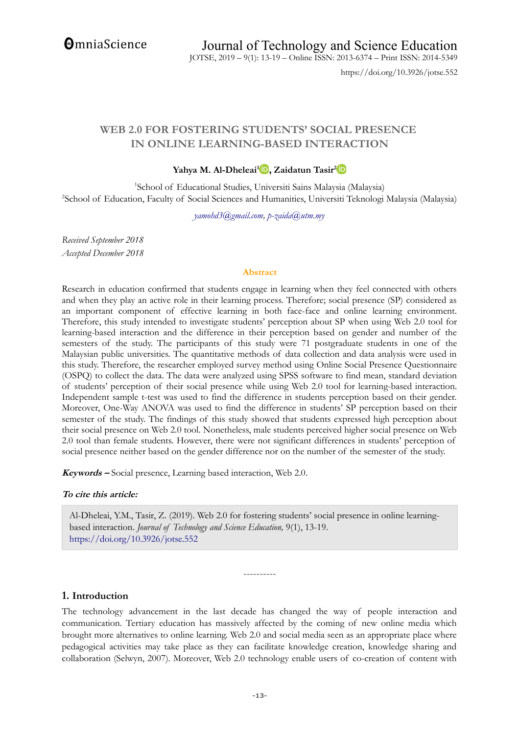# WEB 2.0 FOR FOSTERING STUDENTS' SOCIAL PRESENCE IN ONLINE LEARNING-BASED INTERACTION

**Yahya M. Al-Dheleai[1], Zaidatun Tasir[2]**

[1]School of Educational Studies, Universiti Sains Malaysia (Malaysia)
[2]School of Education, Faculty of Social Sciences and Humanities, Universiti Teknologi Malaysia (Malaysia)

*yamohd3@gmail.com, p-zaida@utm.my*

*Received September 2018*
*Accepted December 2018*

## Abstract

Research in education confirmed that students engage in learning when they feel connected with others and when they play an active role in their learning process. Therefore; social presence (SP) considered as an important component of effective learning in both face-face and online learning environment. Therefore, this study intended to investigate students' perception about SP when using Web 2.0 tool for learning-based interaction and the difference in their perception based on gender and number of the semesters of the study. The participants of this study were 71 postgraduate students in one of the Malaysian public universities. The quantitative methods of data collection and data analysis were used in this study. Therefore, the researcher employed survey method using Online Social Presence Questionnaire (OSPQ) to collect the data. The data were analyzed using SPSS software to find mean, standard deviation of students' perception of their social presence while using Web 2.0 tool for learning-based interaction. Independent sample t-test was used to find the difference in students perception based on their gender. Moreover, One-Way ANOVA was used to find the difference in students' SP perception based on their semester of the study. The findings of this study showed that students expressed high perception about their social presence on Web 2.0 tool. Nonetheless, male students perceived higher social presence on Web 2.0 tool than female students. However, there were not significant differences in students' perception of social presence neither based on the gender difference nor on the number of the semester of the study.

***Keywords –*** Social presence, Learning based interaction, Web 2.0.

***To cite this article:***

> Al-Dheleai, Y.M., Tasir, Z. (2019). Web 2.0 for fostering students' social presence in online learning-based interaction. *Journal of Technology and Science Education,* 9(1), 13-19. https://doi.org/10.3926/jotse.552

----------

## 1. Introduction

The technology advancement in the last decade has changed the way of people interaction and communication. Tertiary education has massively affected by the coming of new online media which brought more alternatives to online learning. Web 2.0 and social media seen as an appropriate place where pedagogical activities may take place as they can facilitate knowledge creation, knowledge sharing and collaboration (Selwyn, 2007). Moreover, Web 2.0 technology enable users of co-creation of content with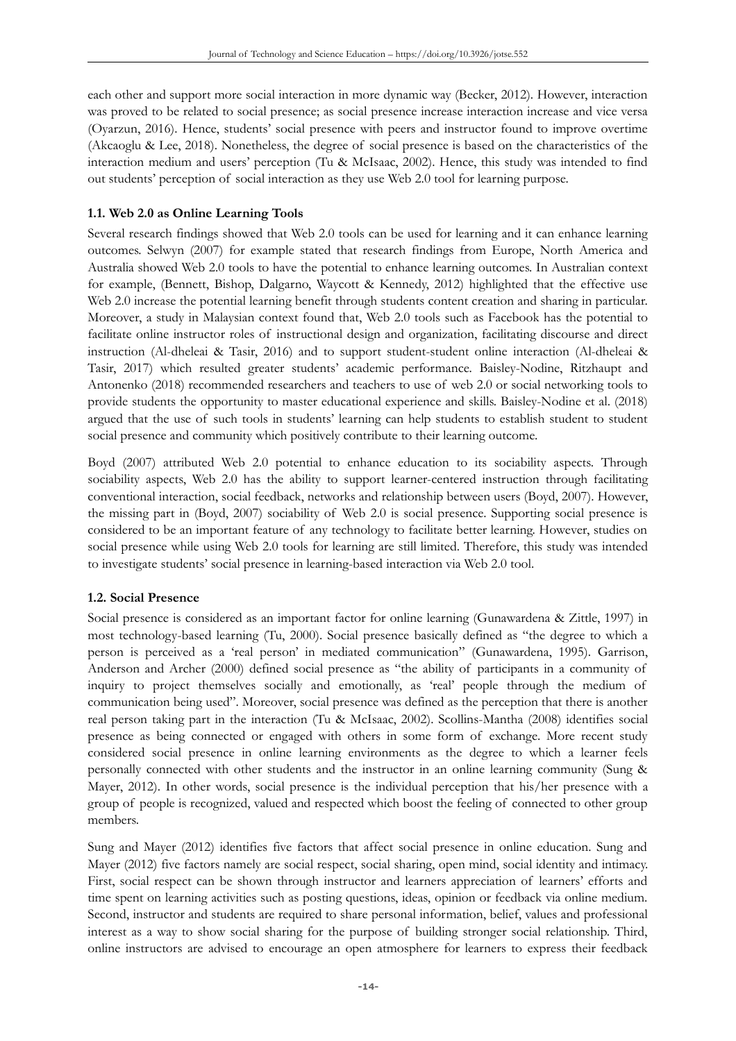each other and support more social interaction in more dynamic way (Becker, 2012). However, interaction was proved to be related to social presence; as social presence increase interaction increase and vice versa (Oyarzun, 2016). Hence, students' social presence with peers and instructor found to improve overtime (Akcaoglu & Lee, 2018). Nonetheless, the degree of social presence is based on the characteristics of the interaction medium and users' perception (Tu & McIsaac, 2002). Hence, this study was intended to find out students' perception of social interaction as they use Web 2.0 tool for learning purpose.

### 1.1. Web 2.0 as Online Learning Tools

Several research findings showed that Web 2.0 tools can be used for learning and it can enhance learning outcomes. Selwyn (2007) for example stated that research findings from Europe, North America and Australia showed Web 2.0 tools to have the potential to enhance learning outcomes. In Australian context for example, (Bennett, Bishop, Dalgarno, Waycott & Kennedy, 2012) highlighted that the effective use Web 2.0 increase the potential learning benefit through students content creation and sharing in particular. Moreover, a study in Malaysian context found that, Web 2.0 tools such as Facebook has the potential to facilitate online instructor roles of instructional design and organization, facilitating discourse and direct instruction (Al-dheleai & Tasir, 2016) and to support student-student online interaction (Al-dheleai & Tasir, 2017) which resulted greater students' academic performance. Baisley-Nodine, Ritzhaupt and Antonenko (2018) recommended researchers and teachers to use of web 2.0 or social networking tools to provide students the opportunity to master educational experience and skills. Baisley-Nodine et al. (2018) argued that the use of such tools in students' learning can help students to establish student to student social presence and community which positively contribute to their learning outcome.

Boyd (2007) attributed Web 2.0 potential to enhance education to its sociability aspects. Through sociability aspects, Web 2.0 has the ability to support learner-centered instruction through facilitating conventional interaction, social feedback, networks and relationship between users (Boyd, 2007). However, the missing part in (Boyd, 2007) sociability of Web 2.0 is social presence. Supporting social presence is considered to be an important feature of any technology to facilitate better learning. However, studies on social presence while using Web 2.0 tools for learning are still limited. Therefore, this study was intended to investigate students' social presence in learning-based interaction via Web 2.0 tool.

### 1.2. Social Presence

Social presence is considered as an important factor for online learning (Gunawardena & Zittle, 1997) in most technology-based learning (Tu, 2000). Social presence basically defined as "the degree to which a person is perceived as a 'real person' in mediated communication" (Gunawardena, 1995). Garrison, Anderson and Archer (2000) defined social presence as "the ability of participants in a community of inquiry to project themselves socially and emotionally, as 'real' people through the medium of communication being used". Moreover, social presence was defined as the perception that there is another real person taking part in the interaction (Tu & McIsaac, 2002). Scollins-Mantha (2008) identifies social presence as being connected or engaged with others in some form of exchange. More recent study considered social presence in online learning environments as the degree to which a learner feels personally connected with other students and the instructor in an online learning community (Sung & Mayer, 2012). In other words, social presence is the individual perception that his/her presence with a group of people is recognized, valued and respected which boost the feeling of connected to other group members.

Sung and Mayer (2012) identifies five factors that affect social presence in online education. Sung and Mayer (2012) five factors namely are social respect, social sharing, open mind, social identity and intimacy. First, social respect can be shown through instructor and learners appreciation of learners' efforts and time spent on learning activities such as posting questions, ideas, opinion or feedback via online medium. Second, instructor and students are required to share personal information, belief, values and professional interest as a way to show social sharing for the purpose of building stronger social relationship. Third, online instructors are advised to encourage an open atmosphere for learners to express their feedback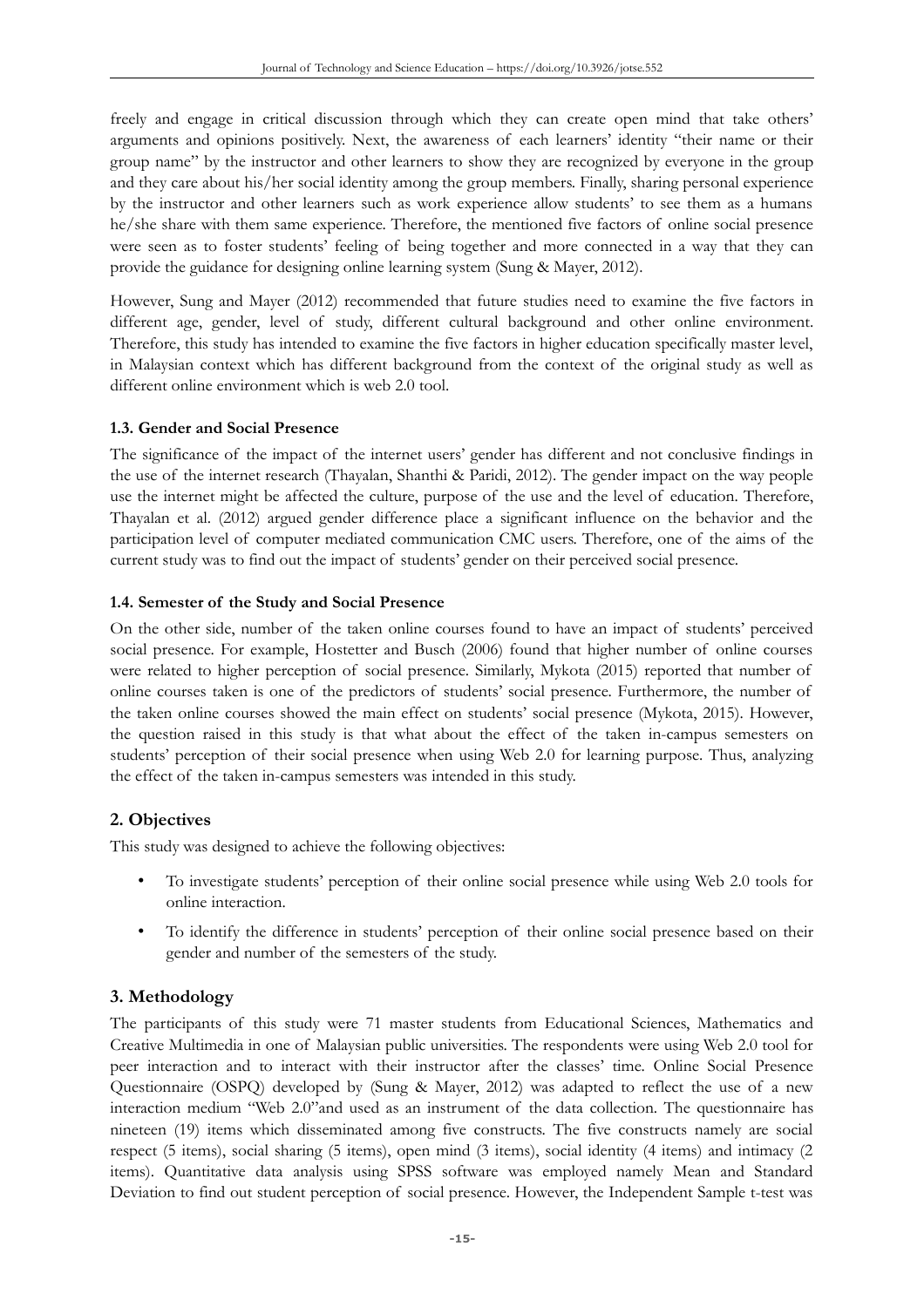freely and engage in critical discussion through which they can create open mind that take others' arguments and opinions positively. Next, the awareness of each learners' identity "their name or their group name" by the instructor and other learners to show they are recognized by everyone in the group and they care about his/her social identity among the group members. Finally, sharing personal experience by the instructor and other learners such as work experience allow students' to see them as a humans he/she share with them same experience. Therefore, the mentioned five factors of online social presence were seen as to foster students' feeling of being together and more connected in a way that they can provide the guidance for designing online learning system (Sung & Mayer, 2012).

However, Sung and Mayer (2012) recommended that future studies need to examine the five factors in different age, gender, level of study, different cultural background and other online environment. Therefore, this study has intended to examine the five factors in higher education specifically master level, in Malaysian context which has different background from the context of the original study as well as different online environment which is web 2.0 tool.

### 1.3. Gender and Social Presence

The significance of the impact of the internet users' gender has different and not conclusive findings in the use of the internet research (Thayalan, Shanthi & Paridi, 2012). The gender impact on the way people use the internet might be affected the culture, purpose of the use and the level of education. Therefore, Thayalan et al. (2012) argued gender difference place a significant influence on the behavior and the participation level of computer mediated communication CMC users. Therefore, one of the aims of the current study was to find out the impact of students' gender on their perceived social presence.

### 1.4. Semester of the Study and Social Presence

On the other side, number of the taken online courses found to have an impact of students' perceived social presence. For example, Hostetter and Busch (2006) found that higher number of online courses were related to higher perception of social presence. Similarly, Mykota (2015) reported that number of online courses taken is one of the predictors of students' social presence. Furthermore, the number of the taken online courses showed the main effect on students' social presence (Mykota, 2015). However, the question raised in this study is that what about the effect of the taken in-campus semesters on students' perception of their social presence when using Web 2.0 for learning purpose. Thus, analyzing the effect of the taken in-campus semesters was intended in this study.

## 2. Objectives

This study was designed to achieve the following objectives:

- To investigate students' perception of their online social presence while using Web 2.0 tools for online interaction.
- To identify the difference in students' perception of their online social presence based on their gender and number of the semesters of the study.

## 3. Methodology

The participants of this study were 71 master students from Educational Sciences, Mathematics and Creative Multimedia in one of Malaysian public universities. The respondents were using Web 2.0 tool for peer interaction and to interact with their instructor after the classes' time. Online Social Presence Questionnaire (OSPQ) developed by (Sung & Mayer, 2012) was adapted to reflect the use of a new interaction medium "Web 2.0"and used as an instrument of the data collection. The questionnaire has nineteen (19) items which disseminated among five constructs. The five constructs namely are social respect (5 items), social sharing (5 items), open mind (3 items), social identity (4 items) and intimacy (2 items). Quantitative data analysis using SPSS software was employed namely Mean and Standard Deviation to find out student perception of social presence. However, the Independent Sample t-test was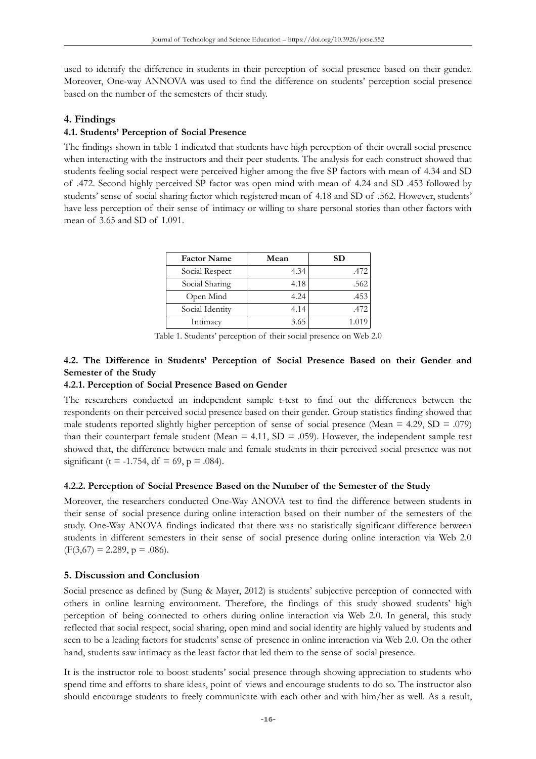used to identify the difference in students in their perception of social presence based on their gender. Moreover, One-way ANNOVA was used to find the difference on students' perception social presence based on the number of the semesters of their study.

## 4. Findings

### 4.1. Students' Perception of Social Presence

The findings shown in table 1 indicated that students have high perception of their overall social presence when interacting with the instructors and their peer students. The analysis for each construct showed that students feeling social respect were perceived higher among the five SP factors with mean of 4.34 and SD of .472. Second highly perceived SP factor was open mind with mean of 4.24 and SD .453 followed by students' sense of social sharing factor which registered mean of 4.18 and SD of .562. However, students' have less perception of their sense of intimacy or willing to share personal stories than other factors with mean of 3.65 and SD of 1.091.

| Factor Name | Mean | SD |
|---|---|---|
| Social Respect | 4.34 | .472 |
| Social Sharing | 4.18 | .562 |
| Open Mind | 4.24 | .453 |
| Social Identity | 4.14 | .472 |
| Intimacy | 3.65 | 1.019 |

Table 1. Students' perception of their social presence on Web 2.0

### 4.2. The Difference in Students' Perception of Social Presence Based on their Gender and Semester of the Study

#### 4.2.1. Perception of Social Presence Based on Gender

The researchers conducted an independent sample t-test to find out the differences between the respondents on their perceived social presence based on their gender. Group statistics finding showed that male students reported slightly higher perception of sense of social presence (Mean = 4.29, SD = .079) than their counterpart female student (Mean = 4.11, SD = .059). However, the independent sample test showed that, the difference between male and female students in their perceived social presence was not significant ($t = -1.754$, $df = 69$, $p = .084$).

#### 4.2.2. Perception of Social Presence Based on the Number of the Semester of the Study

Moreover, the researchers conducted One-Way ANOVA test to find the difference between students in their sense of social presence during online interaction based on their number of the semesters of the study. One-Way ANOVA findings indicated that there was no statistically significant difference between students in different semesters in their sense of social presence during online interaction via Web 2.0 ($F(3,67) = 2.289$, $p = .086$).

## 5. Discussion and Conclusion

Social presence as defined by (Sung & Mayer, 2012) is students' subjective perception of connected with others in online learning environment. Therefore, the findings of this study showed students' high perception of being connected to others during online interaction via Web 2.0. In general, this study reflected that social respect, social sharing, open mind and social identity are highly valued by students and seen to be a leading factors for students' sense of presence in online interaction via Web 2.0. On the other hand, students saw intimacy as the least factor that led them to the sense of social presence.

It is the instructor role to boost students' social presence through showing appreciation to students who spend time and efforts to share ideas, point of views and encourage students to do so. The instructor also should encourage students to freely communicate with each other and with him/her as well. As a result,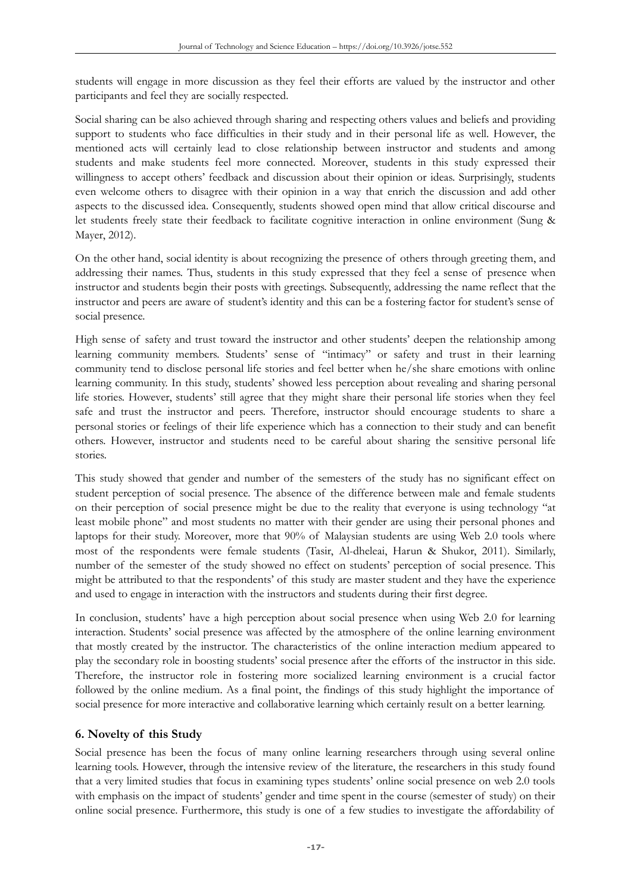students will engage in more discussion as they feel their efforts are valued by the instructor and other participants and feel they are socially respected.

Social sharing can be also achieved through sharing and respecting others values and beliefs and providing support to students who face difficulties in their study and in their personal life as well. However, the mentioned acts will certainly lead to close relationship between instructor and students and among students and make students feel more connected. Moreover, students in this study expressed their willingness to accept others' feedback and discussion about their opinion or ideas. Surprisingly, students even welcome others to disagree with their opinion in a way that enrich the discussion and add other aspects to the discussed idea. Consequently, students showed open mind that allow critical discourse and let students freely state their feedback to facilitate cognitive interaction in online environment (Sung & Mayer, 2012).

On the other hand, social identity is about recognizing the presence of others through greeting them, and addressing their names. Thus, students in this study expressed that they feel a sense of presence when instructor and students begin their posts with greetings. Subsequently, addressing the name reflect that the instructor and peers are aware of student's identity and this can be a fostering factor for student's sense of social presence.

High sense of safety and trust toward the instructor and other students' deepen the relationship among learning community members. Students' sense of "intimacy" or safety and trust in their learning community tend to disclose personal life stories and feel better when he/she share emotions with online learning community. In this study, students' showed less perception about revealing and sharing personal life stories. However, students' still agree that they might share their personal life stories when they feel safe and trust the instructor and peers. Therefore, instructor should encourage students to share a personal stories or feelings of their life experience which has a connection to their study and can benefit others. However, instructor and students need to be careful about sharing the sensitive personal life stories.

This study showed that gender and number of the semesters of the study has no significant effect on student perception of social presence. The absence of the difference between male and female students on their perception of social presence might be due to the reality that everyone is using technology "at least mobile phone" and most students no matter with their gender are using their personal phones and laptops for their study. Moreover, more that 90% of Malaysian students are using Web 2.0 tools where most of the respondents were female students (Tasir, Al-dheleai, Harun & Shukor, 2011). Similarly, number of the semester of the study showed no effect on students' perception of social presence. This might be attributed to that the respondents' of this study are master student and they have the experience and used to engage in interaction with the instructors and students during their first degree.

In conclusion, students' have a high perception about social presence when using Web 2.0 for learning interaction. Students' social presence was affected by the atmosphere of the online learning environment that mostly created by the instructor. The characteristics of the online interaction medium appeared to play the secondary role in boosting students' social presence after the efforts of the instructor in this side. Therefore, the instructor role in fostering more socialized learning environment is a crucial factor followed by the online medium. As a final point, the findings of this study highlight the importance of social presence for more interactive and collaborative learning which certainly result on a better learning.

## 6. Novelty of this Study

Social presence has been the focus of many online learning researchers through using several online learning tools. However, through the intensive review of the literature, the researchers in this study found that a very limited studies that focus in examining types students' online social presence on web 2.0 tools with emphasis on the impact of students' gender and time spent in the course (semester of study) on their online social presence. Furthermore, this study is one of a few studies to investigate the affordability of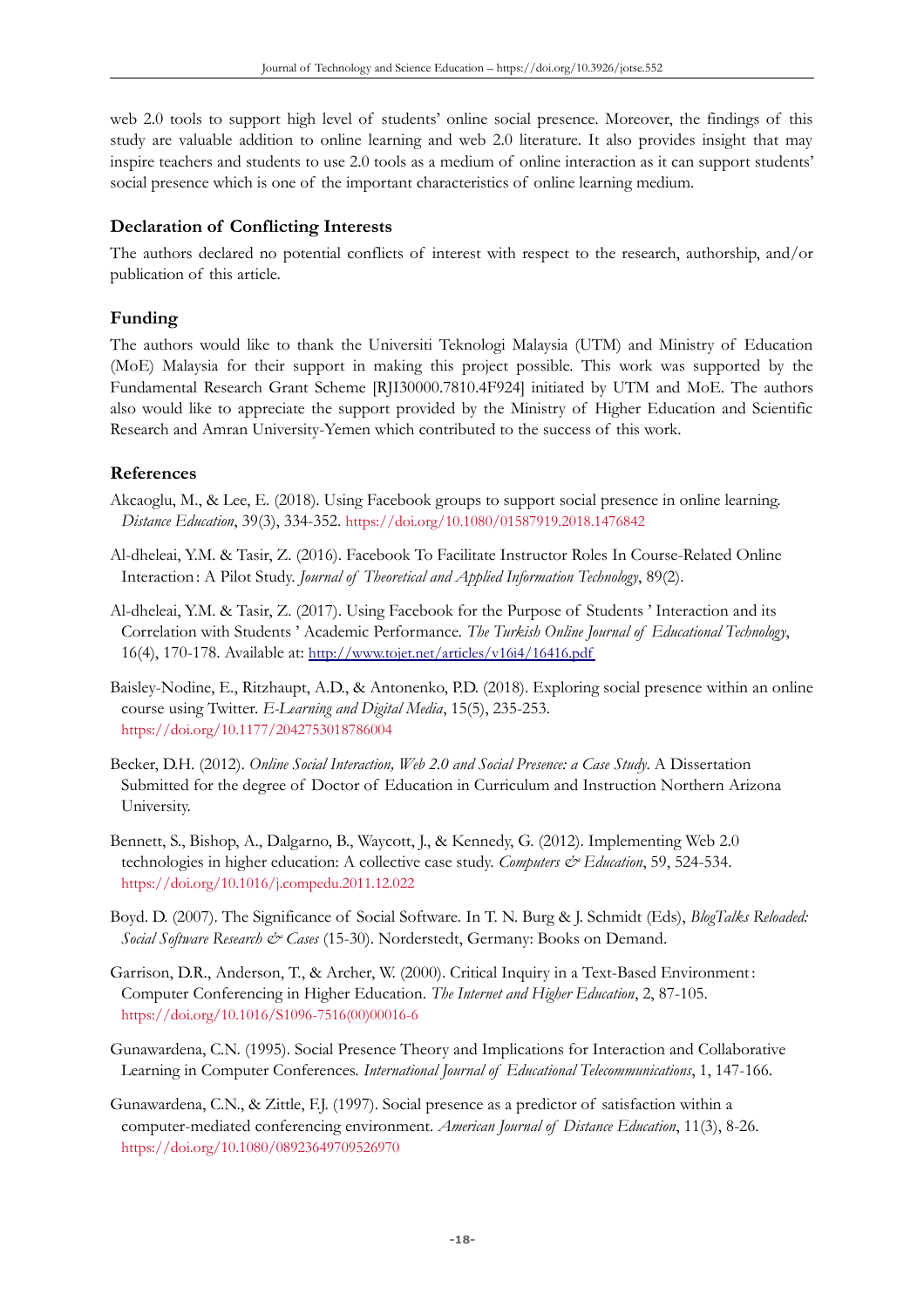web 2.0 tools to support high level of students' online social presence. Moreover, the findings of this study are valuable addition to online learning and web 2.0 literature. It also provides insight that may inspire teachers and students to use 2.0 tools as a medium of online interaction as it can support students' social presence which is one of the important characteristics of online learning medium.

## Declaration of Conflicting Interests

The authors declared no potential conflicts of interest with respect to the research, authorship, and/or publication of this article.

## Funding

The authors would like to thank the Universiti Teknologi Malaysia (UTM) and Ministry of Education (MoE) Malaysia for their support in making this project possible. This work was supported by the Fundamental Research Grant Scheme [RJI30000.7810.4F924] initiated by UTM and MoE. The authors also would like to appreciate the support provided by the Ministry of Higher Education and Scientific Research and Amran University-Yemen which contributed to the success of this work.

## References

Akcaoglu, M., & Lee, E. (2018). Using Facebook groups to support social presence in online learning. *Distance Education*, 39(3), 334-352. https://doi.org/10.1080/01587919.2018.1476842

Al-dheleai, Y.M. & Tasir, Z. (2016). Facebook To Facilitate Instructor Roles In Course-Related Online Interaction: A Pilot Study. *Journal of Theoretical and Applied Information Technology*, 89(2).

Al-dheleai, Y.M. & Tasir, Z. (2017). Using Facebook for the Purpose of Students ' Interaction and its Correlation with Students ' Academic Performance. *The Turkish Online Journal of Educational Technology*, 16(4), 170-178. Available at: http://www.tojet.net/articles/v16i4/16416.pdf

Baisley-Nodine, E., Ritzhaupt, A.D., & Antonenko, P.D. (2018). Exploring social presence within an online course using Twitter. *E-Learning and Digital Media*, 15(5), 235-253. https://doi.org/10.1177/2042753018786004

Becker, D.H. (2012). *Online Social Interaction, Web 2.0 and Social Presence: a Case Study*. A Dissertation Submitted for the degree of Doctor of Education in Curriculum and Instruction Northern Arizona University.

Bennett, S., Bishop, A., Dalgarno, B., Waycott, J., & Kennedy, G. (2012). Implementing Web 2.0 technologies in higher education: A collective case study. *Computers & Education*, 59, 524-534. https://doi.org/10.1016/j.compedu.2011.12.022

Boyd. D. (2007). The Significance of Social Software. In T. N. Burg & J. Schmidt (Eds), *BlogTalks Reloaded: Social Software Research & Cases* (15-30). Norderstedt, Germany: Books on Demand.

Garrison, D.R., Anderson, T., & Archer, W. (2000). Critical Inquiry in a Text-Based Environment: Computer Conferencing in Higher Education. *The Internet and Higher Education*, 2, 87-105. https://doi.org/10.1016/S1096-7516(00)00016-6

Gunawardena, C.N. (1995). Social Presence Theory and Implications for Interaction and Collaborative Learning in Computer Conferences. *International Journal of Educational Telecommunications*, 1, 147-166.

Gunawardena, C.N., & Zittle, F.J. (1997). Social presence as a predictor of satisfaction within a computer-mediated conferencing environment. *American Journal of Distance Education*, 11(3), 8-26. https://doi.org/10.1080/08923649709526970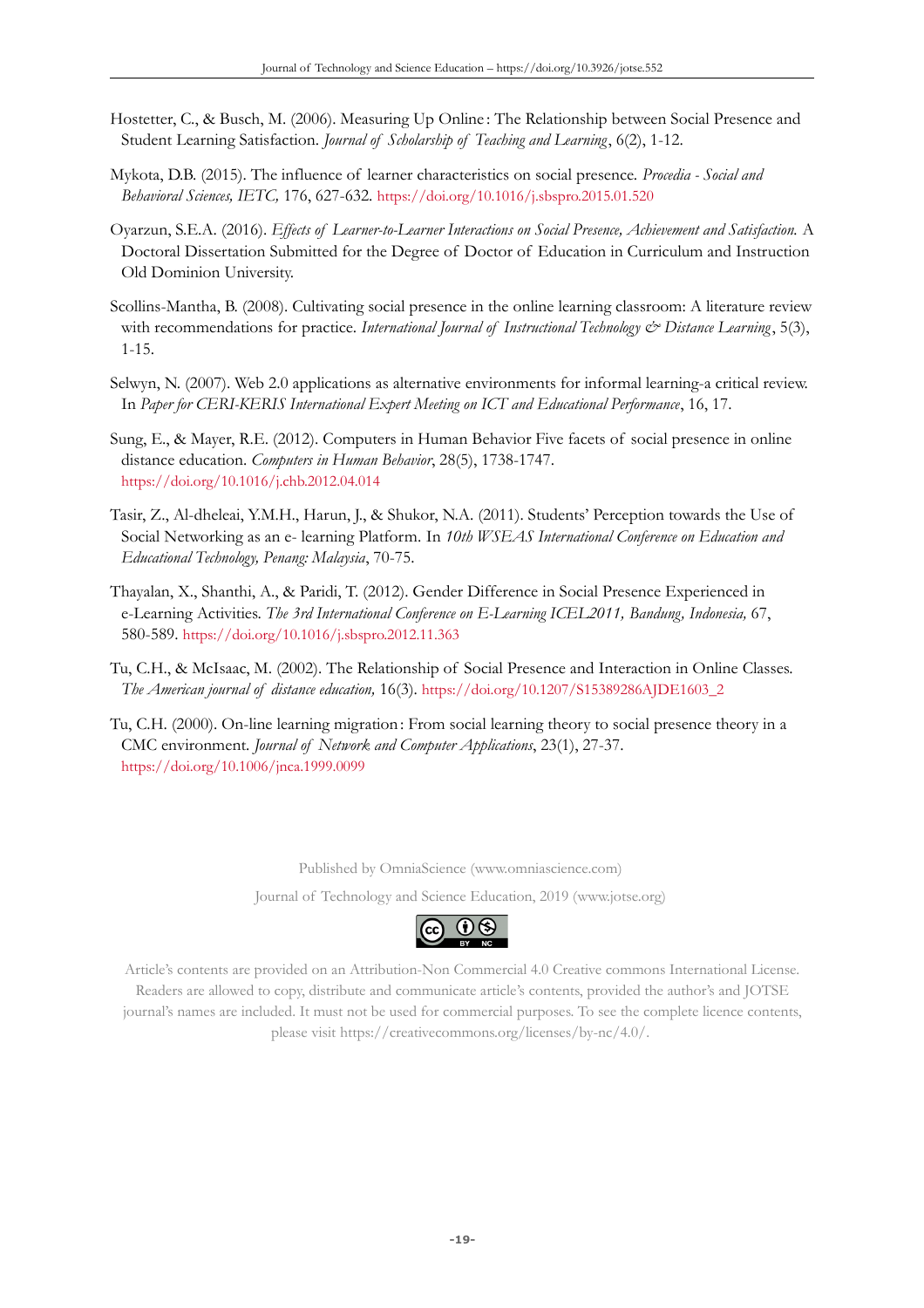Hostetter, C., & Busch, M. (2006). Measuring Up Online: The Relationship between Social Presence and Student Learning Satisfaction. *Journal of Scholarship of Teaching and Learning*, 6(2), 1-12.

Mykota, D.B. (2015). The influence of learner characteristics on social presence. *Procedia - Social and Behavioral Sciences, IETC,* 176, 627-632. https://doi.org/10.1016/j.sbspro.2015.01.520

Oyarzun, S.E.A. (2016). *Effects of Learner-to-Learner Interactions on Social Presence, Achievement and Satisfaction.* A Doctoral Dissertation Submitted for the Degree of Doctor of Education in Curriculum and Instruction Old Dominion University.

Scollins-Mantha, B. (2008). Cultivating social presence in the online learning classroom: A literature review with recommendations for practice. *International Journal of Instructional Technology & Distance Learning*, 5(3), 1-15.

Selwyn, N. (2007). Web 2.0 applications as alternative environments for informal learning-a critical review. In *Paper for CERI-KERIS International Expert Meeting on ICT and Educational Performance*, 16, 17.

Sung, E., & Mayer, R.E. (2012). Computers in Human Behavior Five facets of social presence in online distance education. *Computers in Human Behavior*, 28(5), 1738-1747. https://doi.org/10.1016/j.chb.2012.04.014

Tasir, Z., Al-dheleai, Y.M.H., Harun, J., & Shukor, N.A. (2011). Students' Perception towards the Use of Social Networking as an e- learning Platform. In *10th WSEAS International Conference on Education and Educational Technology, Penang: Malaysia*, 70-75.

Thayalan, X., Shanthi, A., & Paridi, T. (2012). Gender Difference in Social Presence Experienced in e-Learning Activities. *The 3rd International Conference on E-Learning ICEL2011, Bandung, Indonesia,* 67, 580-589. https://doi.org/10.1016/j.sbspro.2012.11.363

Tu, C.H., & McIsaac, M. (2002). The Relationship of Social Presence and Interaction in Online Classes. *The American journal of distance education,* 16(3). https://doi.org/10.1207/S15389286AJDE1603_2

Tu, C.H. (2000). On-line learning migration: From social learning theory to social presence theory in a CMC environment. *Journal of Network and Computer Applications*, 23(1), 27-37. https://doi.org/10.1006/jnca.1999.0099

Published by OmniaScience (www.omniascience.com)

Journal of Technology and Science Education, 2019 (www.jotse.org)

Article's contents are provided on an Attribution-Non Commercial 4.0 Creative commons International License. Readers are allowed to copy, distribute and communicate article's contents, provided the author's and JOTSE journal's names are included. It must not be used for commercial purposes. To see the complete licence contents, please visit https://creativecommons.org/licenses/by-nc/4.0/.